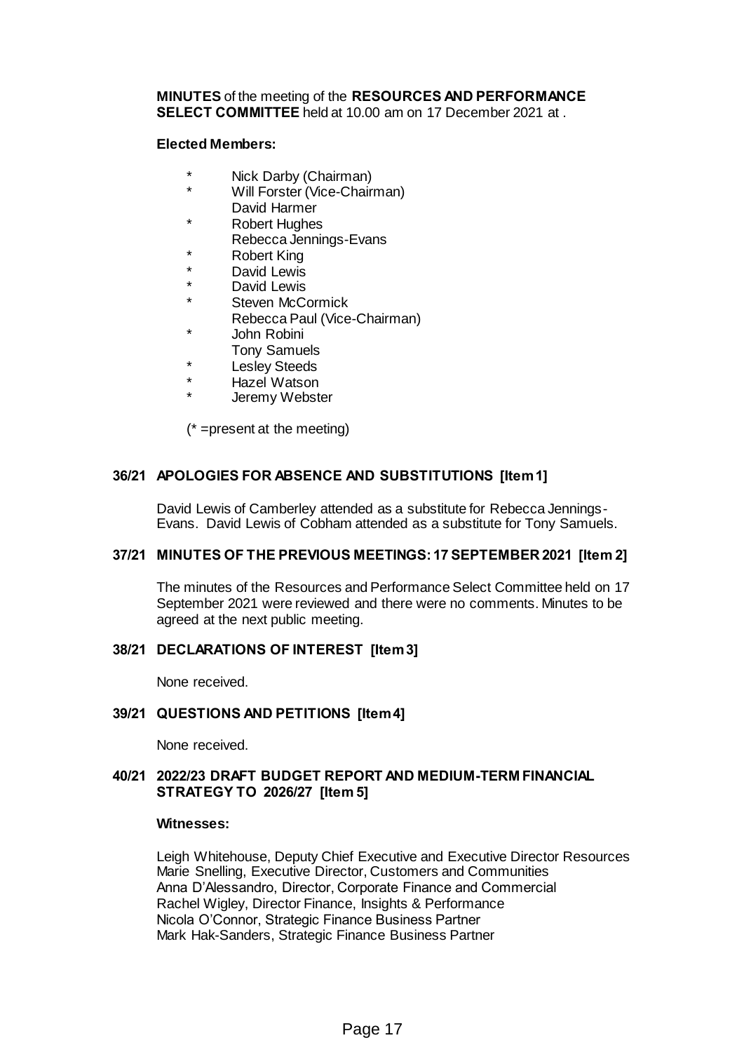**MINUTES** of the meeting of the **RESOURCES AND PERFORMANCE SELECT COMMITTEE** held at 10.00 am on 17 December 2021 at .

**Elected Members:**

- \* Nick Darby (Chairman)
- \* Will Forster (Vice-Chairman)
- David Harmer
- \* Robert Hughes
- Rebecca Jennings-Evans
- \* Robert King
- \* David Lewis
- \* David Lewis
- \* Steven McCormick
- Rebecca Paul (Vice-Chairman)
- \* John Robini
- Tony Samuels
- \* Lesley Steeds
- \* Hazel Watson
- \* Jeremy Webster

(* =present at the meeting)

## 36/21 APOLOGIES FOR ABSENCE AND SUBSTITUTIONS [Item 1]

David Lewis of Camberley attended as a substitute for Rebecca Jennings-Evans. David Lewis of Cobham attended as a substitute for Tony Samuels.

## 37/21 MINUTES OF THE PREVIOUS MEETINGS: 17 SEPTEMBER 2021 [Item 2]

The minutes of the Resources and Performance Select Committee held on 17 September 2021 were reviewed and there were no comments. Minutes to be agreed at the next public meeting.

## 38/21 DECLARATIONS OF INTEREST [Item 3]

None received.

## 39/21 QUESTIONS AND PETITIONS [Item 4]

None received.

## 40/21 2022/23 DRAFT BUDGET REPORT AND MEDIUM-TERM FINANCIAL STRATEGY TO 2026/27 [Item 5]

**Witnesses:**

Leigh Whitehouse, Deputy Chief Executive and Executive Director Resources
Marie Snelling, Executive Director, Customers and Communities
Anna D'Alessandro, Director, Corporate Finance and Commercial
Rachel Wigley, Director Finance, Insights & Performance
Nicola O'Connor, Strategic Finance Business Partner
Mark Hak-Sanders, Strategic Finance Business Partner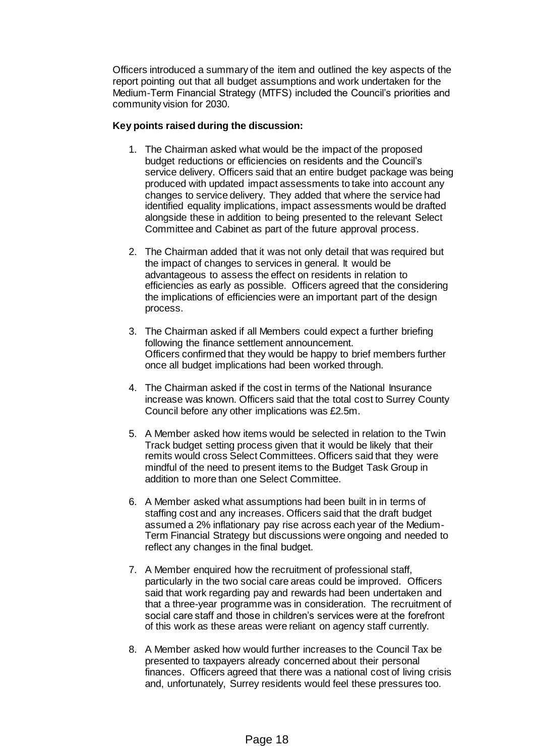Officers introduced a summary of the item and outlined the key aspects of the report pointing out that all budget assumptions and work undertaken for the Medium-Term Financial Strategy (MTFS) included the Council's priorities and community vision for 2030.

**Key points raised during the discussion:**

1. The Chairman asked what would be the impact of the proposed budget reductions or efficiencies on residents and the Council's service delivery. Officers said that an entire budget package was being produced with updated impact assessments to take into account any changes to service delivery. They added that where the service had identified equality implications, impact assessments would be drafted alongside these in addition to being presented to the relevant Select Committee and Cabinet as part of the future approval process.

2. The Chairman added that it was not only detail that was required but the impact of changes to services in general. It would be advantageous to assess the effect on residents in relation to efficiencies as early as possible. Officers agreed that the considering the implications of efficiencies were an important part of the design process.

3. The Chairman asked if all Members could expect a further briefing following the finance settlement announcement.
   Officers confirmed that they would be happy to brief members further once all budget implications had been worked through.

4. The Chairman asked if the cost in terms of the National Insurance increase was known. Officers said that the total cost to Surrey County Council before any other implications was £2.5m.

5. A Member asked how items would be selected in relation to the Twin Track budget setting process given that it would be likely that their remits would cross Select Committees. Officers said that they were mindful of the need to present items to the Budget Task Group in addition to more than one Select Committee.

6. A Member asked what assumptions had been built in in terms of staffing cost and any increases. Officers said that the draft budget assumed a 2% inflationary pay rise across each year of the Medium-Term Financial Strategy but discussions were ongoing and needed to reflect any changes in the final budget.

7. A Member enquired how the recruitment of professional staff, particularly in the two social care areas could be improved. Officers said that work regarding pay and rewards had been undertaken and that a three-year programme was in consideration. The recruitment of social care staff and those in children's services were at the forefront of this work as these areas were reliant on agency staff currently.

8. A Member asked how would further increases to the Council Tax be presented to taxpayers already concerned about their personal finances. Officers agreed that there was a national cost of living crisis and, unfortunately, Surrey residents would feel these pressures too.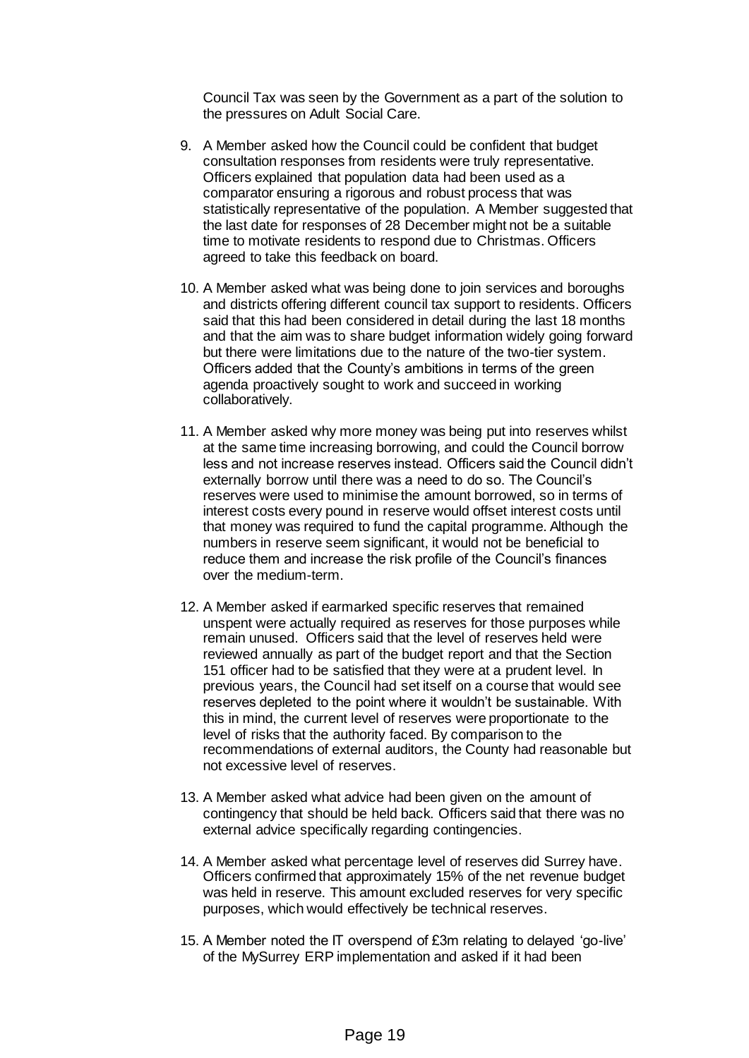Council Tax was seen by the Government as a part of the solution to the pressures on Adult Social Care.

9. A Member asked how the Council could be confident that budget consultation responses from residents were truly representative. Officers explained that population data had been used as a comparator ensuring a rigorous and robust process that was statistically representative of the population. A Member suggested that the last date for responses of 28 December might not be a suitable time to motivate residents to respond due to Christmas. Officers agreed to take this feedback on board.

10. A Member asked what was being done to join services and boroughs and districts offering different council tax support to residents. Officers said that this had been considered in detail during the last 18 months and that the aim was to share budget information widely going forward but there were limitations due to the nature of the two-tier system. Officers added that the County's ambitions in terms of the green agenda proactively sought to work and succeed in working collaboratively.

11. A Member asked why more money was being put into reserves whilst at the same time increasing borrowing, and could the Council borrow less and not increase reserves instead. Officers said the Council didn't externally borrow until there was a need to do so. The Council's reserves were used to minimise the amount borrowed, so in terms of interest costs every pound in reserve would offset interest costs until that money was required to fund the capital programme. Although the numbers in reserve seem significant, it would not be beneficial to reduce them and increase the risk profile of the Council's finances over the medium-term.

12. A Member asked if earmarked specific reserves that remained unspent were actually required as reserves for those purposes while remain unused. Officers said that the level of reserves held were reviewed annually as part of the budget report and that the Section 151 officer had to be satisfied that they were at a prudent level. In previous years, the Council had set itself on a course that would see reserves depleted to the point where it wouldn't be sustainable. With this in mind, the current level of reserves were proportionate to the level of risks that the authority faced. By comparison to the recommendations of external auditors, the County had reasonable but not excessive level of reserves.

13. A Member asked what advice had been given on the amount of contingency that should be held back. Officers said that there was no external advice specifically regarding contingencies.

14. A Member asked what percentage level of reserves did Surrey have. Officers confirmed that approximately 15% of the net revenue budget was held in reserve. This amount excluded reserves for very specific purposes, which would effectively be technical reserves.

15. A Member noted the IT overspend of £3m relating to delayed 'go-live' of the MySurrey ERP implementation and asked if it had been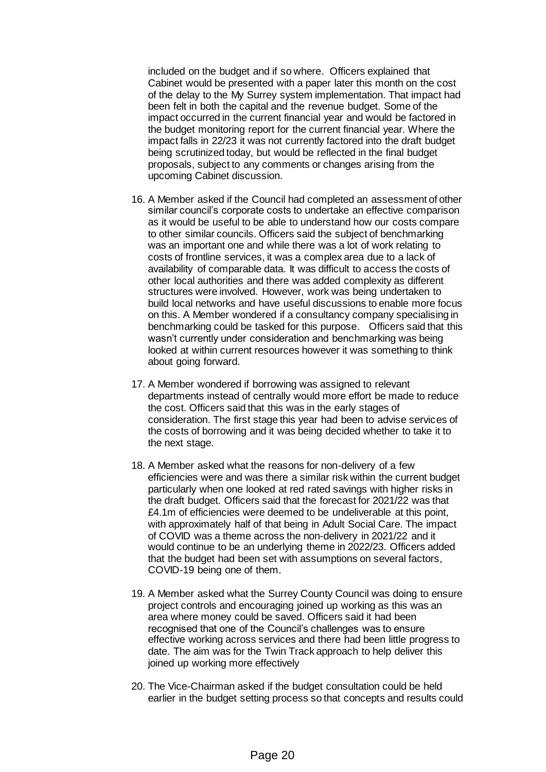included on the budget and if so where. Officers explained that Cabinet would be presented with a paper later this month on the cost of the delay to the My Surrey system implementation. That impact had been felt in both the capital and the revenue budget. Some of the impact occurred in the current financial year and would be factored in the budget monitoring report for the current financial year. Where the impact falls in 22/23 it was not currently factored into the draft budget being scrutinized today, but would be reflected in the final budget proposals, subject to any comments or changes arising from the upcoming Cabinet discussion.

16. A Member asked if the Council had completed an assessment of other similar council's corporate costs to undertake an effective comparison as it would be useful to be able to understand how our costs compare to other similar councils. Officers said the subject of benchmarking was an important one and while there was a lot of work relating to costs of frontline services, it was a complex area due to a lack of availability of comparable data. It was difficult to access the costs of other local authorities and there was added complexity as different structures were involved. However, work was being undertaken to build local networks and have useful discussions to enable more focus on this. A Member wondered if a consultancy company specialising in benchmarking could be tasked for this purpose. Officers said that this wasn't currently under consideration and benchmarking was being looked at within current resources however it was something to think about going forward.

17. A Member wondered if borrowing was assigned to relevant departments instead of centrally would more effort be made to reduce the cost. Officers said that this was in the early stages of consideration. The first stage this year had been to advise services of the costs of borrowing and it was being decided whether to take it to the next stage.

18. A Member asked what the reasons for non-delivery of a few efficiencies were and was there a similar risk within the current budget particularly when one looked at red rated savings with higher risks in the draft budget. Officers said that the forecast for 2021/22 was that £4.1m of efficiencies were deemed to be undeliverable at this point, with approximately half of that being in Adult Social Care. The impact of COVID was a theme across the non-delivery in 2021/22 and it would continue to be an underlying theme in 2022/23. Officers added that the budget had been set with assumptions on several factors, COVID-19 being one of them.

19. A Member asked what the Surrey County Council was doing to ensure project controls and encouraging joined up working as this was an area where money could be saved. Officers said it had been recognised that one of the Council's challenges was to ensure effective working across services and there had been little progress to date. The aim was for the Twin Track approach to help deliver this joined up working more effectively

20. The Vice-Chairman asked if the budget consultation could be held earlier in the budget setting process so that concepts and results could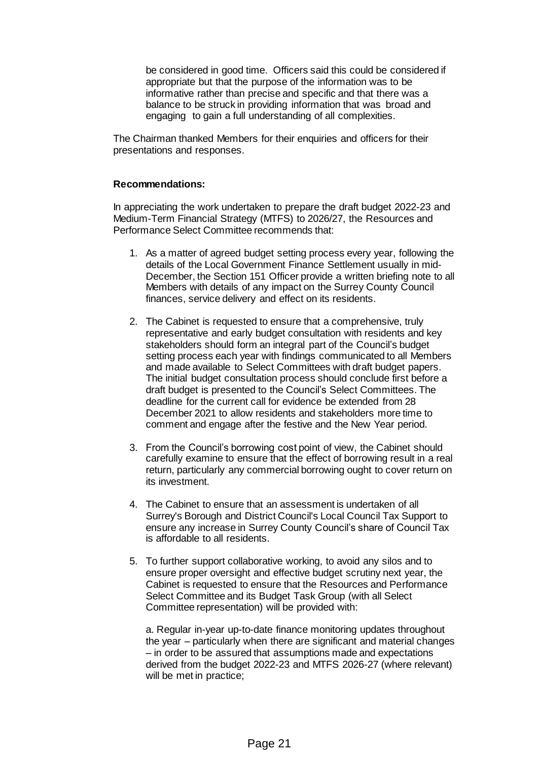be considered in good time. Officers said this could be considered if appropriate but that the purpose of the information was to be informative rather than precise and specific and that there was a balance to be struck in providing information that was broad and engaging to gain a full understanding of all complexities.

The Chairman thanked Members for their enquiries and officers for their presentations and responses.

**Recommendations:**

In appreciating the work undertaken to prepare the draft budget 2022-23 and Medium-Term Financial Strategy (MTFS) to 2026/27, the Resources and Performance Select Committee recommends that:

1. As a matter of agreed budget setting process every year, following the details of the Local Government Finance Settlement usually in mid-December, the Section 151 Officer provide a written briefing note to all Members with details of any impact on the Surrey County Council finances, service delivery and effect on its residents.

2. The Cabinet is requested to ensure that a comprehensive, truly representative and early budget consultation with residents and key stakeholders should form an integral part of the Council's budget setting process each year with findings communicated to all Members and made available to Select Committees with draft budget papers. The initial budget consultation process should conclude first before a draft budget is presented to the Council's Select Committees. The deadline for the current call for evidence be extended from 28 December 2021 to allow residents and stakeholders more time to comment and engage after the festive and the New Year period.

3. From the Council's borrowing cost point of view, the Cabinet should carefully examine to ensure that the effect of borrowing result in a real return, particularly any commercial borrowing ought to cover return on its investment.

4. The Cabinet to ensure that an assessment is undertaken of all Surrey's Borough and District Council's Local Council Tax Support to ensure any increase in Surrey County Council's share of Council Tax is affordable to all residents.

5. To further support collaborative working, to avoid any silos and to ensure proper oversight and effective budget scrutiny next year, the Cabinet is requested to ensure that the Resources and Performance Select Committee and its Budget Task Group (with all Select Committee representation) will be provided with:

   a. Regular in-year up-to-date finance monitoring updates throughout the year – particularly when there are significant and material changes – in order to be assured that assumptions made and expectations derived from the budget 2022-23 and MTFS 2026-27 (where relevant) will be met in practice;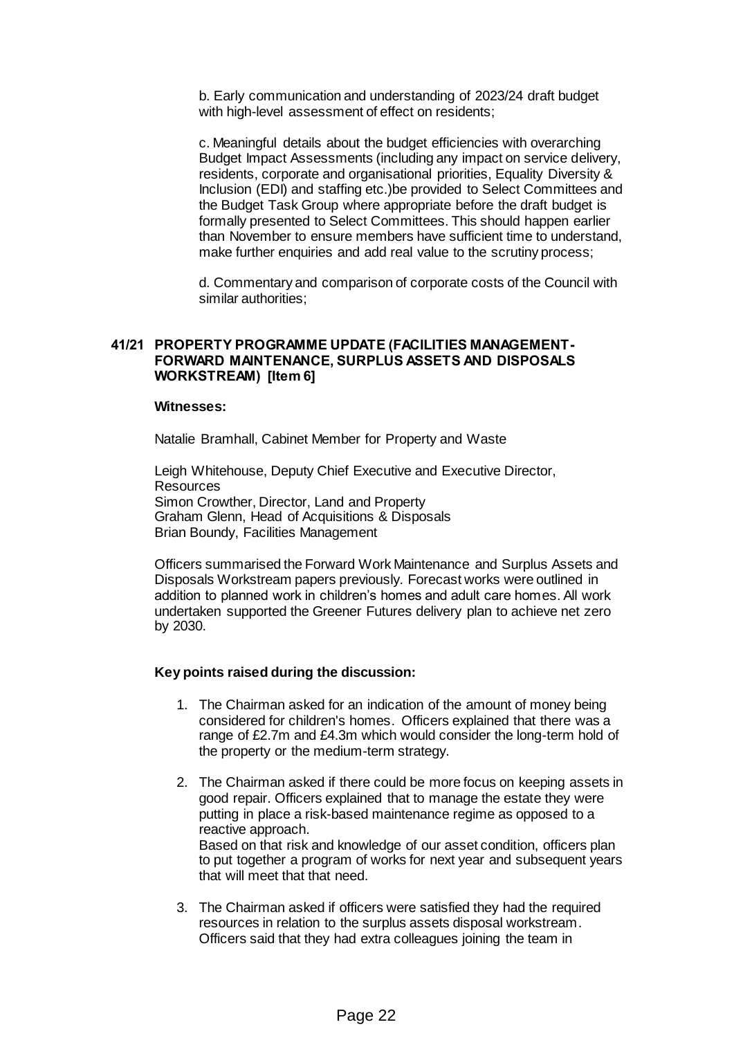b. Early communication and understanding of 2023/24 draft budget with high-level assessment of effect on residents;

c. Meaningful details about the budget efficiencies with overarching Budget Impact Assessments (including any impact on service delivery, residents, corporate and organisational priorities, Equality Diversity & Inclusion (EDI) and staffing etc.)be provided to Select Committees and the Budget Task Group where appropriate before the draft budget is formally presented to Select Committees. This should happen earlier than November to ensure members have sufficient time to understand, make further enquiries and add real value to the scrutiny process;

d. Commentary and comparison of corporate costs of the Council with similar authorities;

## 41/21 PROPERTY PROGRAMME UPDATE (FACILITIES MANAGEMENT - FORWARD MAINTENANCE, SURPLUS ASSETS AND DISPOSALS WORKSTREAM) [Item 6]

**Witnesses:**

Natalie Bramhall, Cabinet Member for Property and Waste

Leigh Whitehouse, Deputy Chief Executive and Executive Director, Resources
Simon Crowther, Director, Land and Property
Graham Glenn, Head of Acquisitions & Disposals
Brian Boundy, Facilities Management

Officers summarised the Forward Work Maintenance and Surplus Assets and Disposals Workstream papers previously. Forecast works were outlined in addition to planned work in children's homes and adult care homes. All work undertaken supported the Greener Futures delivery plan to achieve net zero by 2030.

**Key points raised during the discussion:**

1. The Chairman asked for an indication of the amount of money being considered for children's homes. Officers explained that there was a range of £2.7m and £4.3m which would consider the long-term hold of the property or the medium-term strategy.

2. The Chairman asked if there could be more focus on keeping assets in good repair. Officers explained that to manage the estate they were putting in place a risk-based maintenance regime as opposed to a reactive approach.
   Based on that risk and knowledge of our asset condition, officers plan to put together a program of works for next year and subsequent years that will meet that that need.

3. The Chairman asked if officers were satisfied they had the required resources in relation to the surplus assets disposal workstream. Officers said that they had extra colleagues joining the team in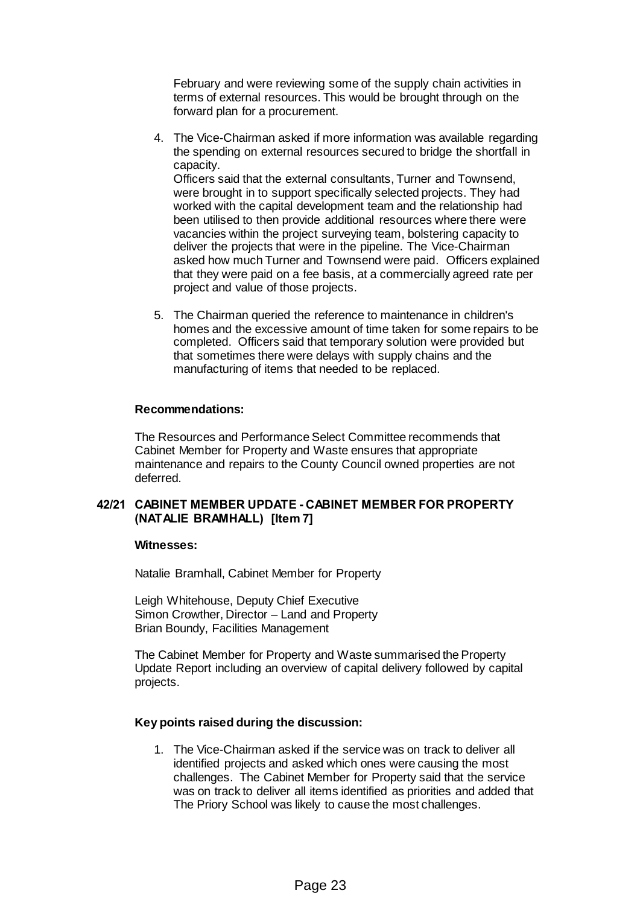February and were reviewing some of the supply chain activities in terms of external resources. This would be brought through on the forward plan for a procurement.

4. The Vice-Chairman asked if more information was available regarding the spending on external resources secured to bridge the shortfall in capacity.
   Officers said that the external consultants, Turner and Townsend, were brought in to support specifically selected projects. They had worked with the capital development team and the relationship had been utilised to then provide additional resources where there were vacancies within the project surveying team, bolstering capacity to deliver the projects that were in the pipeline. The Vice-Chairman asked how much Turner and Townsend were paid. Officers explained that they were paid on a fee basis, at a commercially agreed rate per project and value of those projects.

5. The Chairman queried the reference to maintenance in children's homes and the excessive amount of time taken for some repairs to be completed. Officers said that temporary solution were provided but that sometimes there were delays with supply chains and the manufacturing of items that needed to be replaced.

**Recommendations:**

The Resources and Performance Select Committee recommends that Cabinet Member for Property and Waste ensures that appropriate maintenance and repairs to the County Council owned properties are not deferred.

## 42/21 CABINET MEMBER UPDATE - CABINET MEMBER FOR PROPERTY (NATALIE BRAMHALL) [Item 7]

**Witnesses:**

Natalie Bramhall, Cabinet Member for Property

Leigh Whitehouse, Deputy Chief Executive
Simon Crowther, Director – Land and Property
Brian Boundy, Facilities Management

The Cabinet Member for Property and Waste summarised the Property Update Report including an overview of capital delivery followed by capital projects.

**Key points raised during the discussion:**

1. The Vice-Chairman asked if the service was on track to deliver all identified projects and asked which ones were causing the most challenges. The Cabinet Member for Property said that the service was on track to deliver all items identified as priorities and added that The Priory School was likely to cause the most challenges.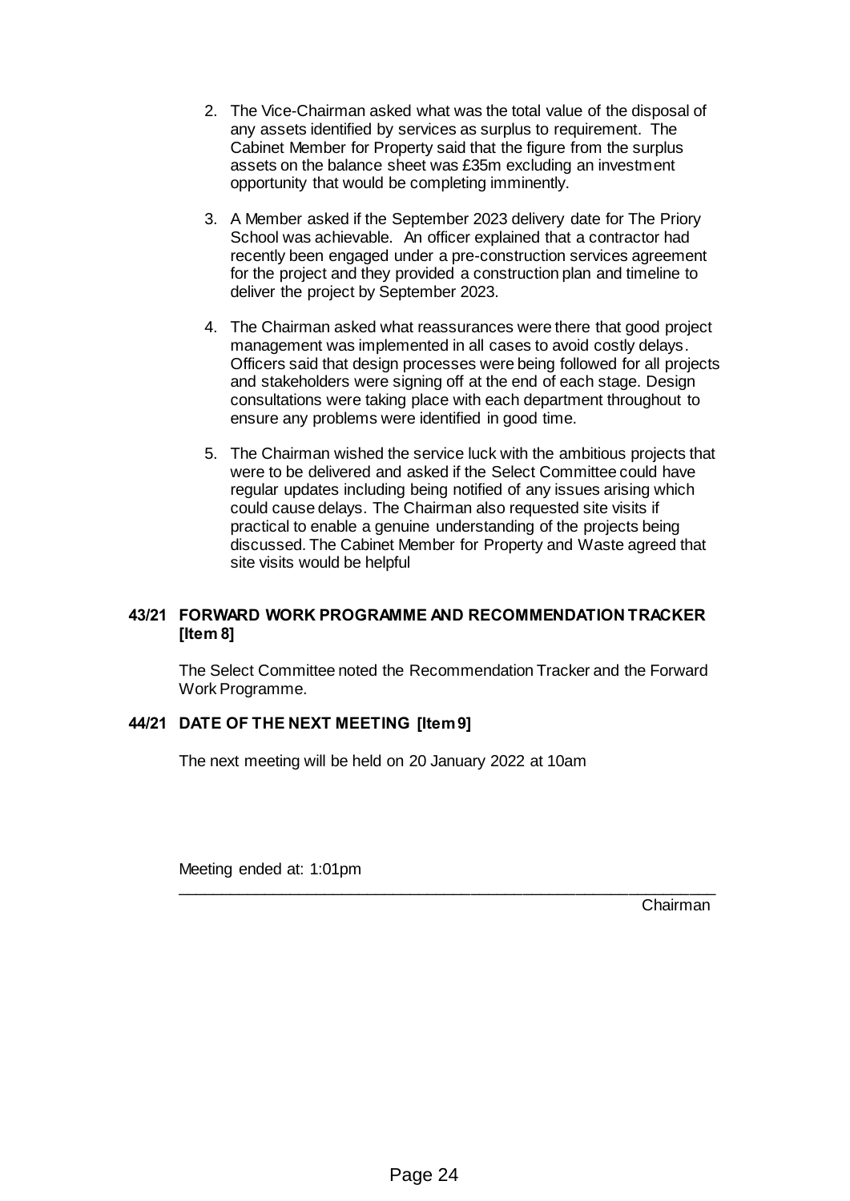2. The Vice-Chairman asked what was the total value of the disposal of any assets identified by services as surplus to requirement. The Cabinet Member for Property said that the figure from the surplus assets on the balance sheet was £35m excluding an investment opportunity that would be completing imminently.

3. A Member asked if the September 2023 delivery date for The Priory School was achievable. An officer explained that a contractor had recently been engaged under a pre-construction services agreement for the project and they provided a construction plan and timeline to deliver the project by September 2023.

4. The Chairman asked what reassurances were there that good project management was implemented in all cases to avoid costly delays. Officers said that design processes were being followed for all projects and stakeholders were signing off at the end of each stage. Design consultations were taking place with each department throughout to ensure any problems were identified in good time.

5. The Chairman wished the service luck with the ambitious projects that were to be delivered and asked if the Select Committee could have regular updates including being notified of any issues arising which could cause delays. The Chairman also requested site visits if practical to enable a genuine understanding of the projects being discussed. The Cabinet Member for Property and Waste agreed that site visits would be helpful

**43/21 FORWARD WORK PROGRAMME AND RECOMMENDATION TRACKER [Item 8]**

The Select Committee noted the Recommendation Tracker and the Forward Work Programme.

**44/21 DATE OF THE NEXT MEETING [Item 9]**

The next meeting will be held on 20 January 2022 at 10am

Meeting ended at: 1:01pm

\_\_\_\_\_\_\_\_\_\_\_\_\_\_\_\_\_\_\_\_\_\_\_\_\_\_\_\_\_\_\_\_\_\_\_\_\_\_\_\_\_\_\_\_\_\_\_\_\_\_\_\_\_\_\_\_\_\_\_\_

Chairman